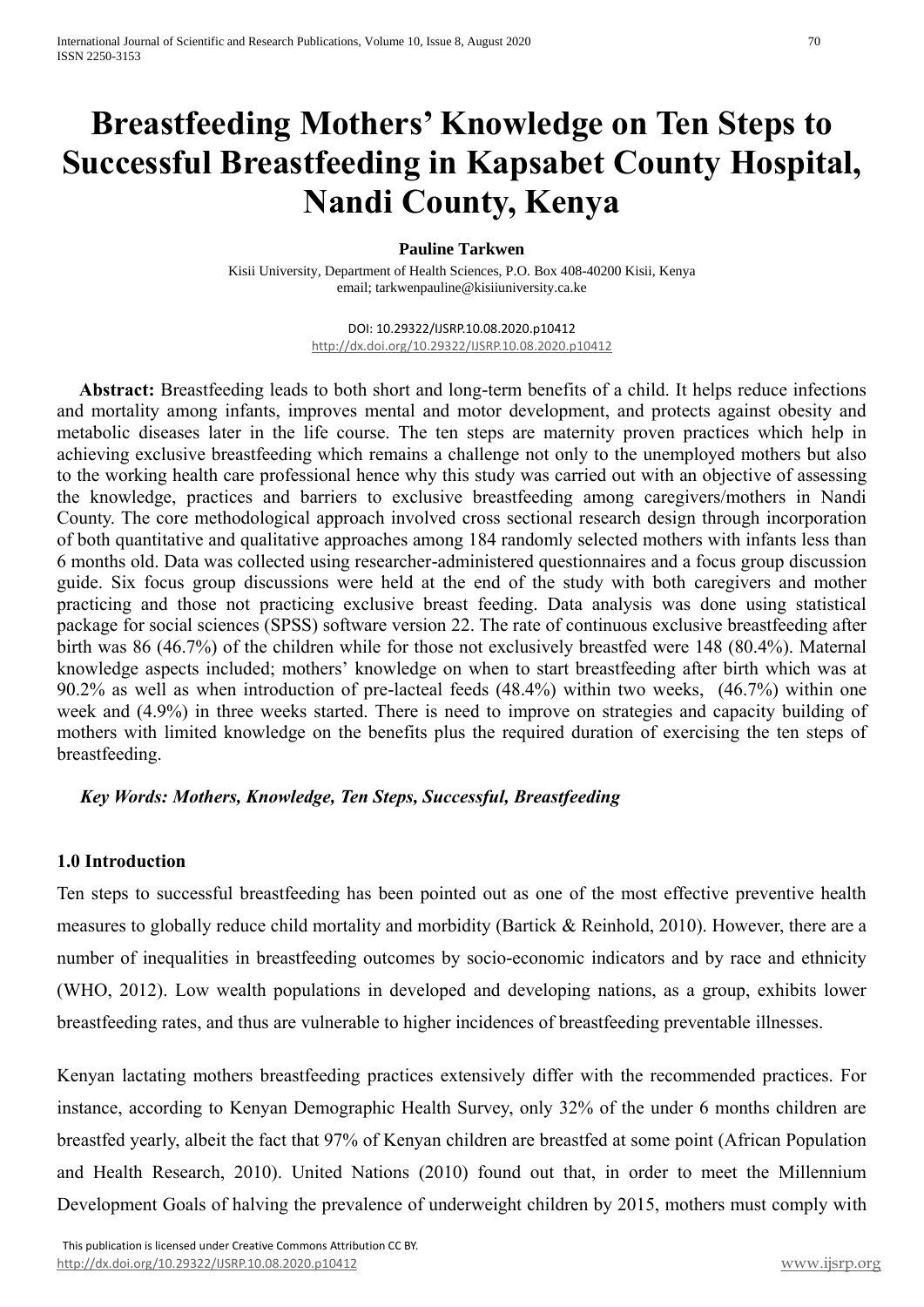# Breastfeeding Mothers' Knowledge on Ten Steps to Successful Breastfeeding in Kapsabet County Hospital, Nandi County, Kenya

**Pauline Tarkwen**

Kisii University, Department of Health Sciences, P.O. Box 408-40200 Kisii, Kenya
email; tarkwenpauline@kisiiuniversity.ca.ke

DOI: 10.29322/IJSRP.10.08.2020.p10412
http://dx.doi.org/10.29322/IJSRP.10.08.2020.p10412

**Abstract:** Breastfeeding leads to both short and long-term benefits of a child. It helps reduce infections and mortality among infants, improves mental and motor development, and protects against obesity and metabolic diseases later in the life course. The ten steps are maternity proven practices which help in achieving exclusive breastfeeding which remains a challenge not only to the unemployed mothers but also to the working health care professional hence why this study was carried out with an objective of assessing the knowledge, practices and barriers to exclusive breastfeeding among caregivers/mothers in Nandi County. The core methodological approach involved cross sectional research design through incorporation of both quantitative and qualitative approaches among 184 randomly selected mothers with infants less than 6 months old. Data was collected using researcher-administered questionnaires and a focus group discussion guide. Six focus group discussions were held at the end of the study with both caregivers and mother practicing and those not practicing exclusive breast feeding. Data analysis was done using statistical package for social sciences (SPSS) software version 22. The rate of continuous exclusive breastfeeding after birth was 86 (46.7%) of the children while for those not exclusively breastfed were 148 (80.4%). Maternal knowledge aspects included; mothers' knowledge on when to start breastfeeding after birth which was at 90.2% as well as when introduction of pre-lacteal feeds (48.4%) within two weeks, (46.7%) within one week and (4.9%) in three weeks started. There is need to improve on strategies and capacity building of mothers with limited knowledge on the benefits plus the required duration of exercising the ten steps of breastfeeding.

***Key Words: Mothers, Knowledge, Ten Steps, Successful, Breastfeeding***

## 1.0 Introduction

Ten steps to successful breastfeeding has been pointed out as one of the most effective preventive health measures to globally reduce child mortality and morbidity (Bartick & Reinhold, 2010). However, there are a number of inequalities in breastfeeding outcomes by socio-economic indicators and by race and ethnicity (WHO, 2012). Low wealth populations in developed and developing nations, as a group, exhibits lower breastfeeding rates, and thus are vulnerable to higher incidences of breastfeeding preventable illnesses.

Kenyan lactating mothers breastfeeding practices extensively differ with the recommended practices. For instance, according to Kenyan Demographic Health Survey, only 32% of the under 6 months children are breastfed yearly, albeit the fact that 97% of Kenyan children are breastfed at some point (African Population and Health Research, 2010). United Nations (2010) found out that, in order to meet the Millennium Development Goals of halving the prevalence of underweight children by 2015, mothers must comply with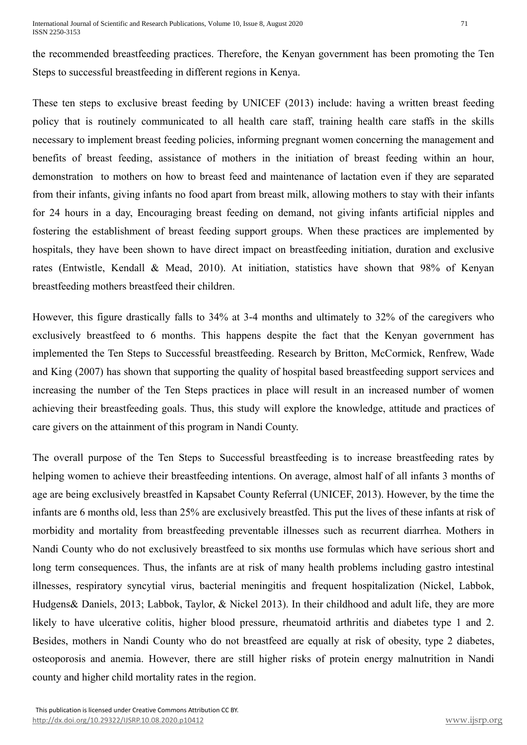the recommended breastfeeding practices. Therefore, the Kenyan government has been promoting the Ten Steps to successful breastfeeding in different regions in Kenya.

These ten steps to exclusive breast feeding by UNICEF (2013) include: having a written breast feeding policy that is routinely communicated to all health care staff, training health care staffs in the skills necessary to implement breast feeding policies, informing pregnant women concerning the management and benefits of breast feeding, assistance of mothers in the initiation of breast feeding within an hour, demonstration to mothers on how to breast feed and maintenance of lactation even if they are separated from their infants, giving infants no food apart from breast milk, allowing mothers to stay with their infants for 24 hours in a day, Encouraging breast feeding on demand, not giving infants artificial nipples and fostering the establishment of breast feeding support groups. When these practices are implemented by hospitals, they have been shown to have direct impact on breastfeeding initiation, duration and exclusive rates (Entwistle, Kendall & Mead, 2010). At initiation, statistics have shown that 98% of Kenyan breastfeeding mothers breastfeed their children.

However, this figure drastically falls to 34% at 3-4 months and ultimately to 32% of the caregivers who exclusively breastfeed to 6 months. This happens despite the fact that the Kenyan government has implemented the Ten Steps to Successful breastfeeding. Research by Britton, McCormick, Renfrew, Wade and King (2007) has shown that supporting the quality of hospital based breastfeeding support services and increasing the number of the Ten Steps practices in place will result in an increased number of women achieving their breastfeeding goals. Thus, this study will explore the knowledge, attitude and practices of care givers on the attainment of this program in Nandi County.

The overall purpose of the Ten Steps to Successful breastfeeding is to increase breastfeeding rates by helping women to achieve their breastfeeding intentions. On average, almost half of all infants 3 months of age are being exclusively breastfed in Kapsabet County Referral (UNICEF, 2013). However, by the time the infants are 6 months old, less than 25% are exclusively breastfed. This put the lives of these infants at risk of morbidity and mortality from breastfeeding preventable illnesses such as recurrent diarrhea. Mothers in Nandi County who do not exclusively breastfeed to six months use formulas which have serious short and long term consequences. Thus, the infants are at risk of many health problems including gastro intestinal illnesses, respiratory syncytial virus, bacterial meningitis and frequent hospitalization (Nickel, Labbok, Hudgens& Daniels, 2013; Labbok, Taylor, & Nickel 2013). In their childhood and adult life, they are more likely to have ulcerative colitis, higher blood pressure, rheumatoid arthritis and diabetes type 1 and 2. Besides, mothers in Nandi County who do not breastfeed are equally at risk of obesity, type 2 diabetes, osteoporosis and anemia. However, there are still higher risks of protein energy malnutrition in Nandi county and higher child mortality rates in the region.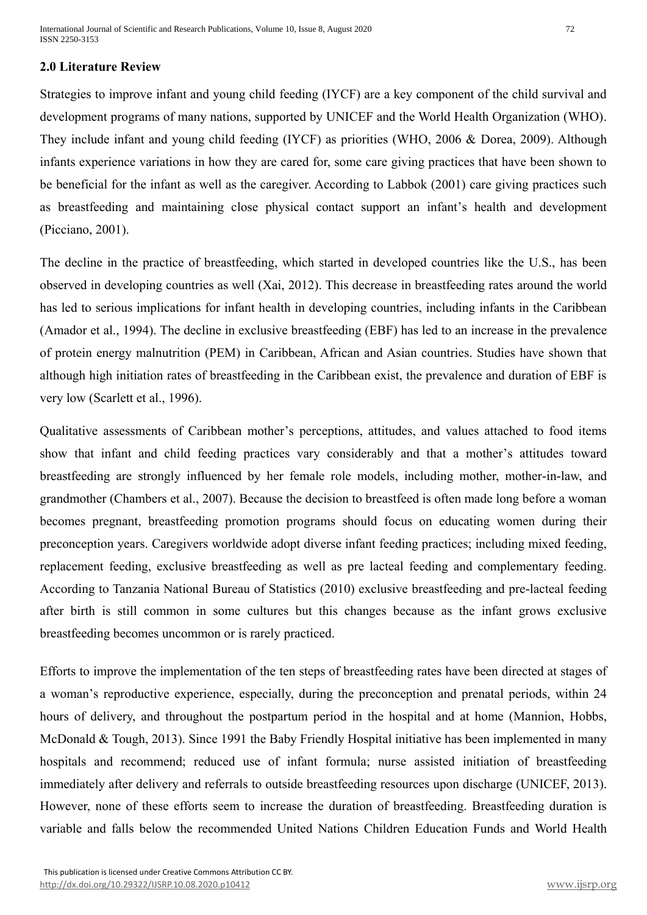## 2.0 Literature Review

Strategies to improve infant and young child feeding (IYCF) are a key component of the child survival and development programs of many nations, supported by UNICEF and the World Health Organization (WHO). They include infant and young child feeding (IYCF) as priorities (WHO, 2006 & Dorea, 2009). Although infants experience variations in how they are cared for, some care giving practices that have been shown to be beneficial for the infant as well as the caregiver. According to Labbok (2001) care giving practices such as breastfeeding and maintaining close physical contact support an infant's health and development (Picciano, 2001).

The decline in the practice of breastfeeding, which started in developed countries like the U.S., has been observed in developing countries as well (Xai, 2012). This decrease in breastfeeding rates around the world has led to serious implications for infant health in developing countries, including infants in the Caribbean (Amador et al., 1994). The decline in exclusive breastfeeding (EBF) has led to an increase in the prevalence of protein energy malnutrition (PEM) in Caribbean, African and Asian countries. Studies have shown that although high initiation rates of breastfeeding in the Caribbean exist, the prevalence and duration of EBF is very low (Scarlett et al., 1996).

Qualitative assessments of Caribbean mother's perceptions, attitudes, and values attached to food items show that infant and child feeding practices vary considerably and that a mother's attitudes toward breastfeeding are strongly influenced by her female role models, including mother, mother-in-law, and grandmother (Chambers et al., 2007). Because the decision to breastfeed is often made long before a woman becomes pregnant, breastfeeding promotion programs should focus on educating women during their preconception years. Caregivers worldwide adopt diverse infant feeding practices; including mixed feeding, replacement feeding, exclusive breastfeeding as well as pre lacteal feeding and complementary feeding. According to Tanzania National Bureau of Statistics (2010) exclusive breastfeeding and pre-lacteal feeding after birth is still common in some cultures but this changes because as the infant grows exclusive breastfeeding becomes uncommon or is rarely practiced.

Efforts to improve the implementation of the ten steps of breastfeeding rates have been directed at stages of a woman's reproductive experience, especially, during the preconception and prenatal periods, within 24 hours of delivery, and throughout the postpartum period in the hospital and at home (Mannion, Hobbs, McDonald & Tough, 2013). Since 1991 the Baby Friendly Hospital initiative has been implemented in many hospitals and recommend; reduced use of infant formula; nurse assisted initiation of breastfeeding immediately after delivery and referrals to outside breastfeeding resources upon discharge (UNICEF, 2013). However, none of these efforts seem to increase the duration of breastfeeding. Breastfeeding duration is variable and falls below the recommended United Nations Children Education Funds and World Health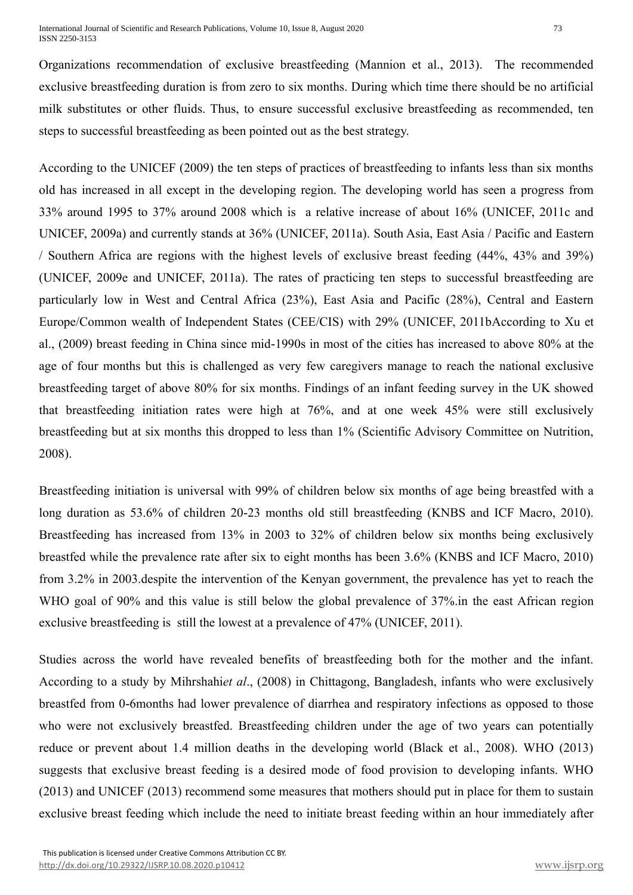Organizations recommendation of exclusive breastfeeding (Mannion et al., 2013). The recommended exclusive breastfeeding duration is from zero to six months. During which time there should be no artificial milk substitutes or other fluids. Thus, to ensure successful exclusive breastfeeding as recommended, ten steps to successful breastfeeding as been pointed out as the best strategy.

According to the UNICEF (2009) the ten steps of practices of breastfeeding to infants less than six months old has increased in all except in the developing region. The developing world has seen a progress from 33% around 1995 to 37% around 2008 which is a relative increase of about 16% (UNICEF, 2011c and UNICEF, 2009a) and currently stands at 36% (UNICEF, 2011a). South Asia, East Asia / Pacific and Eastern / Southern Africa are regions with the highest levels of exclusive breast feeding (44%, 43% and 39%) (UNICEF, 2009e and UNICEF, 2011a). The rates of practicing ten steps to successful breastfeeding are particularly low in West and Central Africa (23%), East Asia and Pacific (28%), Central and Eastern Europe/Common wealth of Independent States (CEE/CIS) with 29% (UNICEF, 2011bAccording to Xu et al., (2009) breast feeding in China since mid-1990s in most of the cities has increased to above 80% at the age of four months but this is challenged as very few caregivers manage to reach the national exclusive breastfeeding target of above 80% for six months. Findings of an infant feeding survey in the UK showed that breastfeeding initiation rates were high at 76%, and at one week 45% were still exclusively breastfeeding but at six months this dropped to less than 1% (Scientific Advisory Committee on Nutrition, 2008).

Breastfeeding initiation is universal with 99% of children below six months of age being breastfed with a long duration as 53.6% of children 20-23 months old still breastfeeding (KNBS and ICF Macro, 2010). Breastfeeding has increased from 13% in 2003 to 32% of children below six months being exclusively breastfed while the prevalence rate after six to eight months has been 3.6% (KNBS and ICF Macro, 2010) from 3.2% in 2003.despite the intervention of the Kenyan government, the prevalence has yet to reach the WHO goal of 90% and this value is still below the global prevalence of 37%.in the east African region exclusive breastfeeding is still the lowest at a prevalence of 47% (UNICEF, 2011).

Studies across the world have revealed benefits of breastfeeding both for the mother and the infant. According to a study by Mihrshahi*et al*., (2008) in Chittagong, Bangladesh, infants who were exclusively breastfed from 0-6months had lower prevalence of diarrhea and respiratory infections as opposed to those who were not exclusively breastfed. Breastfeeding children under the age of two years can potentially reduce or prevent about 1.4 million deaths in the developing world (Black et al., 2008). WHO (2013) suggests that exclusive breast feeding is a desired mode of food provision to developing infants. WHO (2013) and UNICEF (2013) recommend some measures that mothers should put in place for them to sustain exclusive breast feeding which include the need to initiate breast feeding within an hour immediately after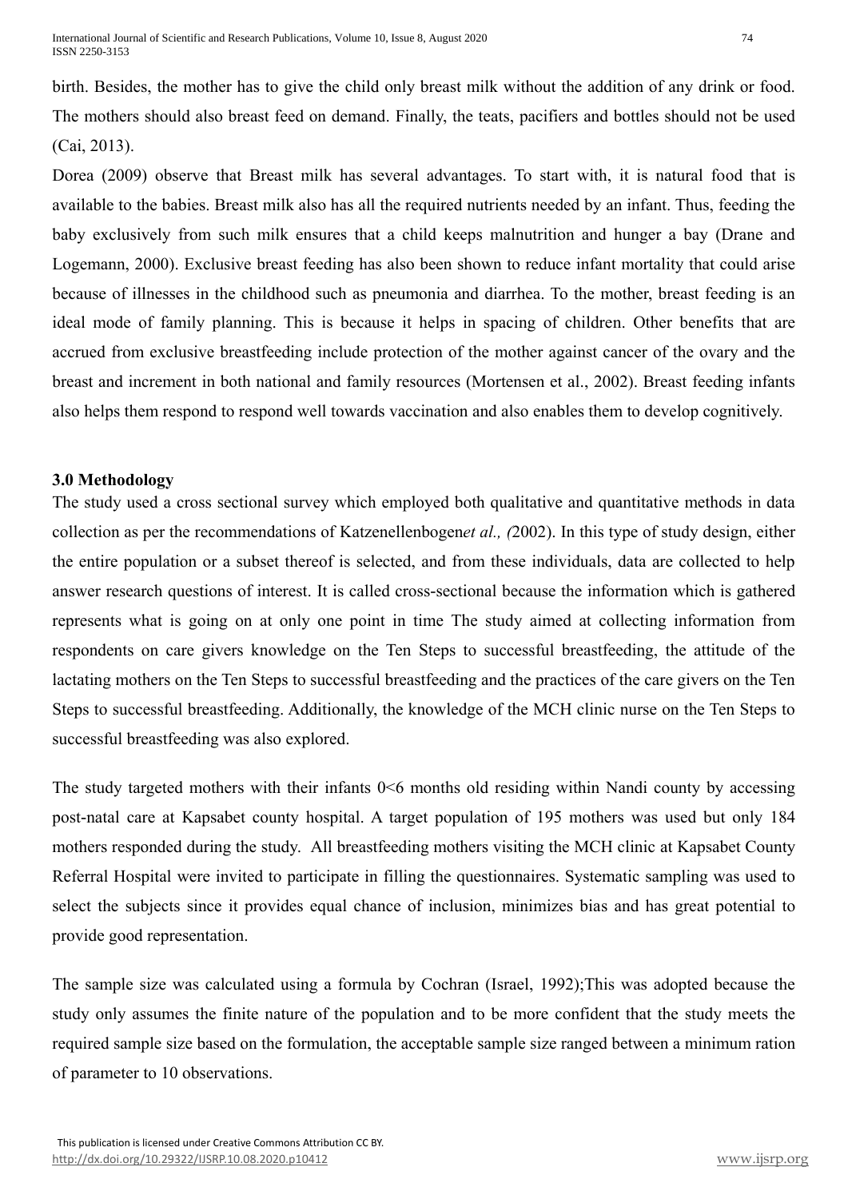birth. Besides, the mother has to give the child only breast milk without the addition of any drink or food. The mothers should also breast feed on demand. Finally, the teats, pacifiers and bottles should not be used (Cai, 2013).

Dorea (2009) observe that Breast milk has several advantages. To start with, it is natural food that is available to the babies. Breast milk also has all the required nutrients needed by an infant. Thus, feeding the baby exclusively from such milk ensures that a child keeps malnutrition and hunger a bay (Drane and Logemann, 2000). Exclusive breast feeding has also been shown to reduce infant mortality that could arise because of illnesses in the childhood such as pneumonia and diarrhea. To the mother, breast feeding is an ideal mode of family planning. This is because it helps in spacing of children. Other benefits that are accrued from exclusive breastfeeding include protection of the mother against cancer of the ovary and the breast and increment in both national and family resources (Mortensen et al., 2002). Breast feeding infants also helps them respond to respond well towards vaccination and also enables them to develop cognitively.

**3.0 Methodology**

The study used a cross sectional survey which employed both qualitative and quantitative methods in data collection as per the recommendations of Katzenellenbogen*et al., (*2002). In this type of study design, either the entire population or a subset thereof is selected, and from these individuals, data are collected to help answer research questions of interest. It is called cross-sectional because the information which is gathered represents what is going on at only one point in time The study aimed at collecting information from respondents on care givers knowledge on the Ten Steps to successful breastfeeding, the attitude of the lactating mothers on the Ten Steps to successful breastfeeding and the practices of the care givers on the Ten Steps to successful breastfeeding. Additionally, the knowledge of the MCH clinic nurse on the Ten Steps to successful breastfeeding was also explored.

The study targeted mothers with their infants 0<6 months old residing within Nandi county by accessing post-natal care at Kapsabet county hospital. A target population of 195 mothers was used but only 184 mothers responded during the study. All breastfeeding mothers visiting the MCH clinic at Kapsabet County Referral Hospital were invited to participate in filling the questionnaires. Systematic sampling was used to select the subjects since it provides equal chance of inclusion, minimizes bias and has great potential to provide good representation.

The sample size was calculated using a formula by Cochran (Israel, 1992);This was adopted because the study only assumes the finite nature of the population and to be more confident that the study meets the required sample size based on the formulation, the acceptable sample size ranged between a minimum ration of parameter to 10 observations.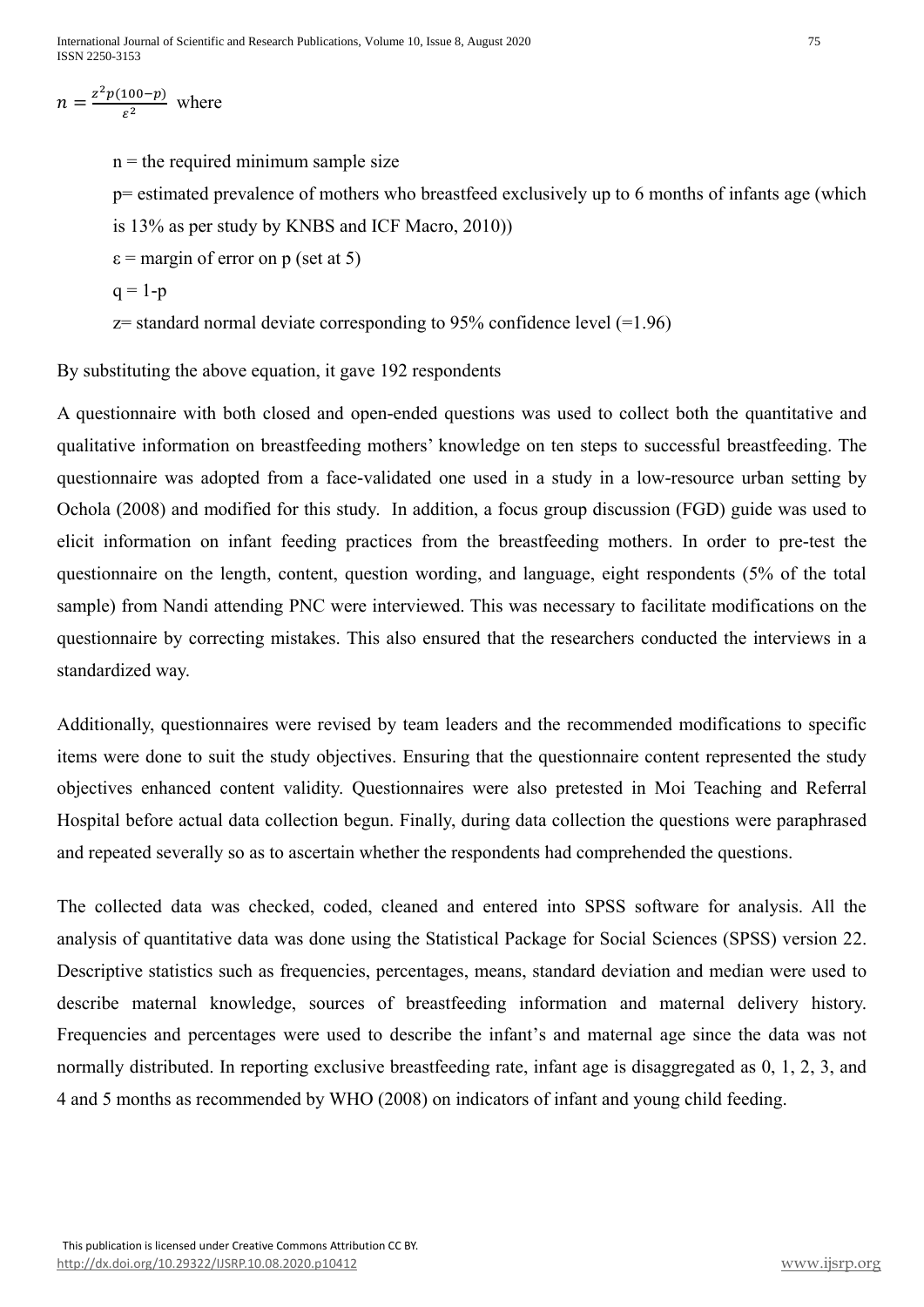$n = \frac{z^2 p(100-p)}{\varepsilon^2}$ where

n = the required minimum sample size

p= estimated prevalence of mothers who breastfeed exclusively up to 6 months of infants age (which is 13% as per study by KNBS and ICF Macro, 2010))

$\varepsilon$ = margin of error on p (set at 5)

q = 1-p

z= standard normal deviate corresponding to 95% confidence level (=1.96)

By substituting the above equation, it gave 192 respondents

A questionnaire with both closed and open-ended questions was used to collect both the quantitative and qualitative information on breastfeeding mothers' knowledge on ten steps to successful breastfeeding. The questionnaire was adopted from a face-validated one used in a study in a low-resource urban setting by Ochola (2008) and modified for this study. In addition, a focus group discussion (FGD) guide was used to elicit information on infant feeding practices from the breastfeeding mothers. In order to pre-test the questionnaire on the length, content, question wording, and language, eight respondents (5% of the total sample) from Nandi attending PNC were interviewed. This was necessary to facilitate modifications on the questionnaire by correcting mistakes. This also ensured that the researchers conducted the interviews in a standardized way.

Additionally, questionnaires were revised by team leaders and the recommended modifications to specific items were done to suit the study objectives. Ensuring that the questionnaire content represented the study objectives enhanced content validity. Questionnaires were also pretested in Moi Teaching and Referral Hospital before actual data collection begun. Finally, during data collection the questions were paraphrased and repeated severally so as to ascertain whether the respondents had comprehended the questions.

The collected data was checked, coded, cleaned and entered into SPSS software for analysis. All the analysis of quantitative data was done using the Statistical Package for Social Sciences (SPSS) version 22. Descriptive statistics such as frequencies, percentages, means, standard deviation and median were used to describe maternal knowledge, sources of breastfeeding information and maternal delivery history. Frequencies and percentages were used to describe the infant's and maternal age since the data was not normally distributed. In reporting exclusive breastfeeding rate, infant age is disaggregated as 0, 1, 2, 3, and 4 and 5 months as recommended by WHO (2008) on indicators of infant and young child feeding.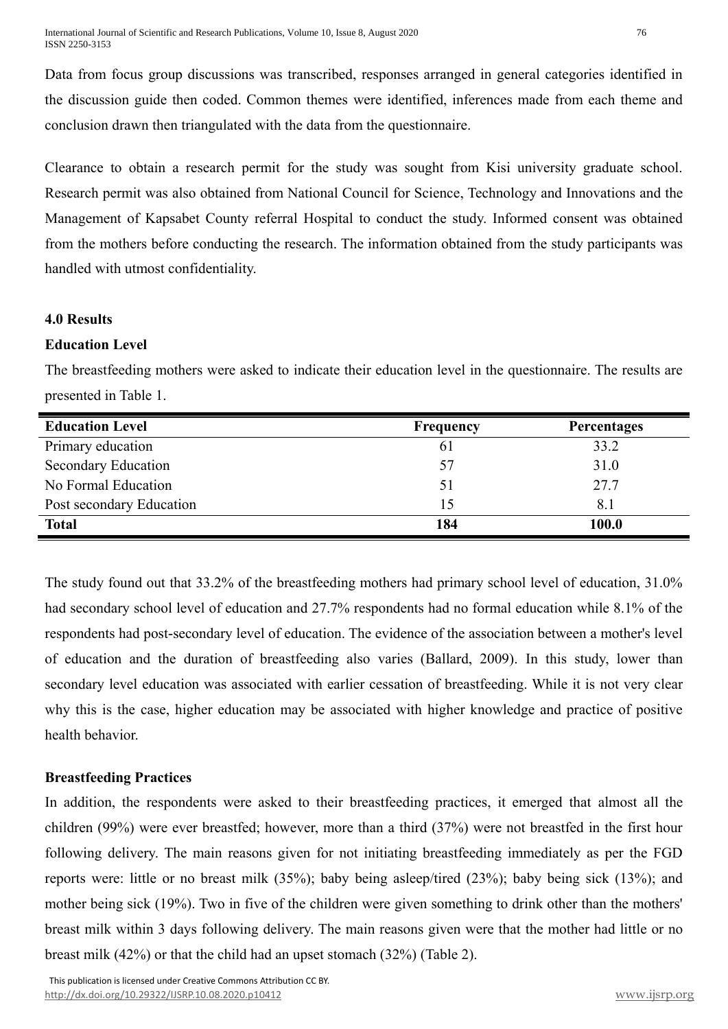Data from focus group discussions was transcribed, responses arranged in general categories identified in the discussion guide then coded. Common themes were identified, inferences made from each theme and conclusion drawn then triangulated with the data from the questionnaire.

Clearance to obtain a research permit for the study was sought from Kisi university graduate school. Research permit was also obtained from National Council for Science, Technology and Innovations and the Management of Kapsabet County referral Hospital to conduct the study. Informed consent was obtained from the mothers before conducting the research. The information obtained from the study participants was handled with utmost confidentiality.

## 4.0 Results

### Education Level

The breastfeeding mothers were asked to indicate their education level in the questionnaire. The results are presented in Table 1.

| Education Level | Frequency | Percentages |
|---|---|---|
| Primary education | 61 | 33.2 |
| Secondary Education | 57 | 31.0 |
| No Formal Education | 51 | 27.7 |
| Post secondary Education | 15 | 8.1 |
| **Total** | **184** | **100.0** |

The study found out that 33.2% of the breastfeeding mothers had primary school level of education, 31.0% had secondary school level of education and 27.7% respondents had no formal education while 8.1% of the respondents had post-secondary level of education. The evidence of the association between a mother's level of education and the duration of breastfeeding also varies (Ballard, 2009). In this study, lower than secondary level education was associated with earlier cessation of breastfeeding. While it is not very clear why this is the case, higher education may be associated with higher knowledge and practice of positive health behavior.

### Breastfeeding Practices

In addition, the respondents were asked to their breastfeeding practices, it emerged that almost all the children (99%) were ever breastfed; however, more than a third (37%) were not breastfed in the first hour following delivery. The main reasons given for not initiating breastfeeding immediately as per the FGD reports were: little or no breast milk (35%); baby being asleep/tired (23%); baby being sick (13%); and mother being sick (19%). Two in five of the children were given something to drink other than the mothers' breast milk within 3 days following delivery. The main reasons given were that the mother had little or no breast milk (42%) or that the child had an upset stomach (32%) (Table 2).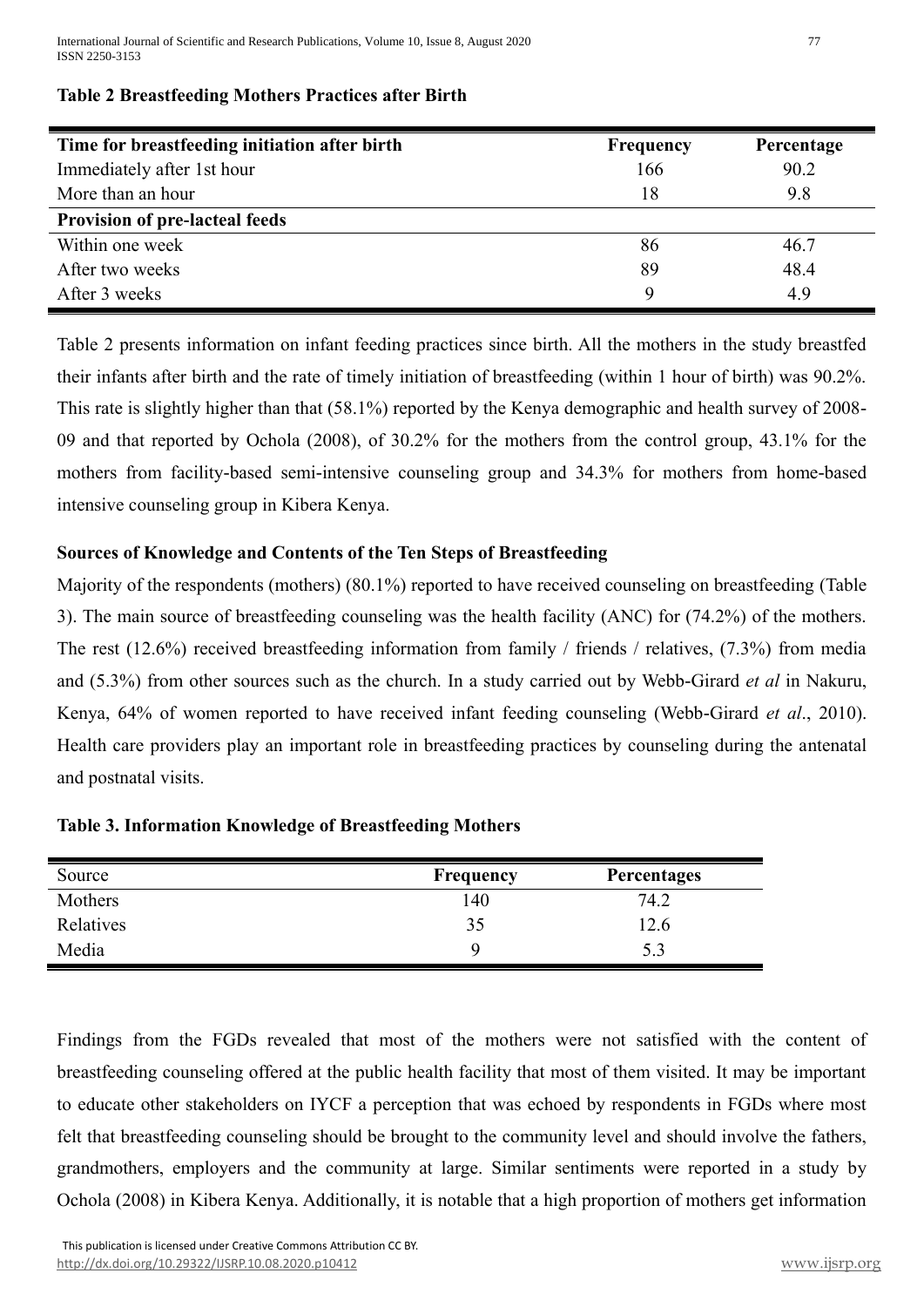**Table 2 Breastfeeding Mothers Practices after Birth**

| Time for breastfeeding initiation after birth | Frequency | Percentage |
|---|---|---|
| Immediately after 1st hour | 166 | 90.2 |
| More than an hour | 18 | 9.8 |
| **Provision of pre-lacteal feeds** | | |
| Within one week | 86 | 46.7 |
| After two weeks | 89 | 48.4 |
| After 3 weeks | 9 | 4.9 |

Table 2 presents information on infant feeding practices since birth. All the mothers in the study breastfed their infants after birth and the rate of timely initiation of breastfeeding (within 1 hour of birth) was 90.2%. This rate is slightly higher than that (58.1%) reported by the Kenya demographic and health survey of 2008-09 and that reported by Ochola (2008), of 30.2% for the mothers from the control group, 43.1% for the mothers from facility-based semi-intensive counseling group and 34.3% for mothers from home-based intensive counseling group in Kibera Kenya.

**Sources of Knowledge and Contents of the Ten Steps of Breastfeeding**

Majority of the respondents (mothers) (80.1%) reported to have received counseling on breastfeeding (Table 3). The main source of breastfeeding counseling was the health facility (ANC) for (74.2%) of the mothers. The rest (12.6%) received breastfeeding information from family / friends / relatives, (7.3%) from media and (5.3%) from other sources such as the church. In a study carried out by Webb-Girard *et al* in Nakuru, Kenya, 64% of women reported to have received infant feeding counseling (Webb-Girard *et al*., 2010). Health care providers play an important role in breastfeeding practices by counseling during the antenatal and postnatal visits.

**Table 3. Information Knowledge of Breastfeeding Mothers**

| Source | Frequency | Percentages |
|---|---|---|
| Mothers | 140 | 74.2 |
| Relatives | 35 | 12.6 |
| Media | 9 | 5.3 |

Findings from the FGDs revealed that most of the mothers were not satisfied with the content of breastfeeding counseling offered at the public health facility that most of them visited. It may be important to educate other stakeholders on IYCF a perception that was echoed by respondents in FGDs where most felt that breastfeeding counseling should be brought to the community level and should involve the fathers, grandmothers, employers and the community at large. Similar sentiments were reported in a study by Ochola (2008) in Kibera Kenya. Additionally, it is notable that a high proportion of mothers get information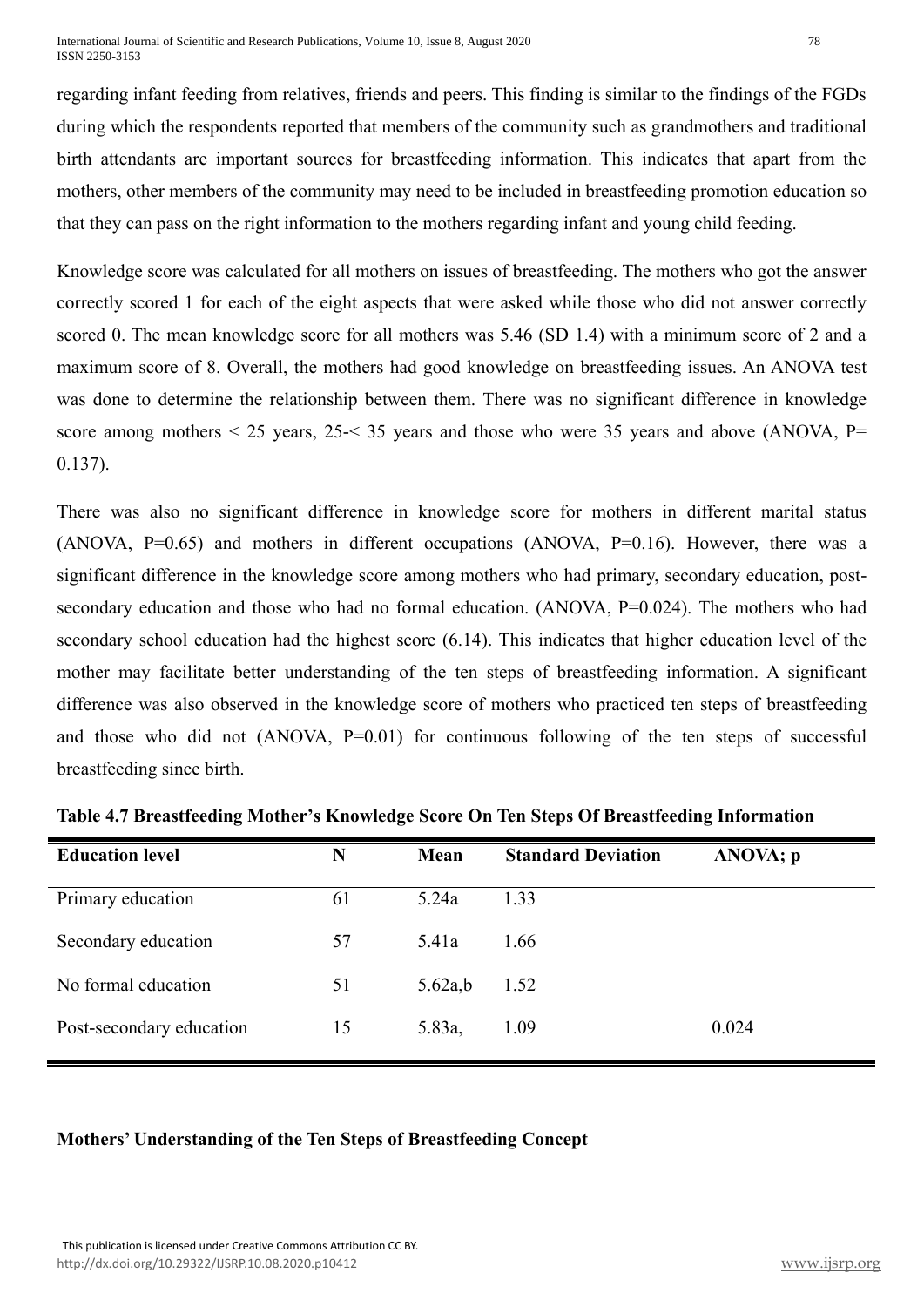regarding infant feeding from relatives, friends and peers. This finding is similar to the findings of the FGDs during which the respondents reported that members of the community such as grandmothers and traditional birth attendants are important sources for breastfeeding information. This indicates that apart from the mothers, other members of the community may need to be included in breastfeeding promotion education so that they can pass on the right information to the mothers regarding infant and young child feeding.

Knowledge score was calculated for all mothers on issues of breastfeeding. The mothers who got the answer correctly scored 1 for each of the eight aspects that were asked while those who did not answer correctly scored 0. The mean knowledge score for all mothers was 5.46 (SD 1.4) with a minimum score of 2 and a maximum score of 8. Overall, the mothers had good knowledge on breastfeeding issues. An ANOVA test was done to determine the relationship between them. There was no significant difference in knowledge score among mothers < 25 years, 25-< 35 years and those who were 35 years and above (ANOVA, P= 0.137).

There was also no significant difference in knowledge score for mothers in different marital status (ANOVA, P=0.65) and mothers in different occupations (ANOVA, P=0.16). However, there was a significant difference in the knowledge score among mothers who had primary, secondary education, post-secondary education and those who had no formal education. (ANOVA, P=0.024). The mothers who had secondary school education had the highest score (6.14). This indicates that higher education level of the mother may facilitate better understanding of the ten steps of breastfeeding information. A significant difference was also observed in the knowledge score of mothers who practiced ten steps of breastfeeding and those who did not (ANOVA, P=0.01) for continuous following of the ten steps of successful breastfeeding since birth.

**Table 4.7 Breastfeeding Mother's Knowledge Score On Ten Steps Of Breastfeeding Information**

| Education level | N | Mean | Standard Deviation | ANOVA; p |
|---|---|---|---|---|
| Primary education | 61 | 5.24a | 1.33 | |
| Secondary education | 57 | 5.41a | 1.66 | |
| No formal education | 51 | 5.62a,b | 1.52 | |
| Post-secondary education | 15 | 5.83a, | 1.09 | 0.024 |

**Mothers' Understanding of the Ten Steps of Breastfeeding Concept**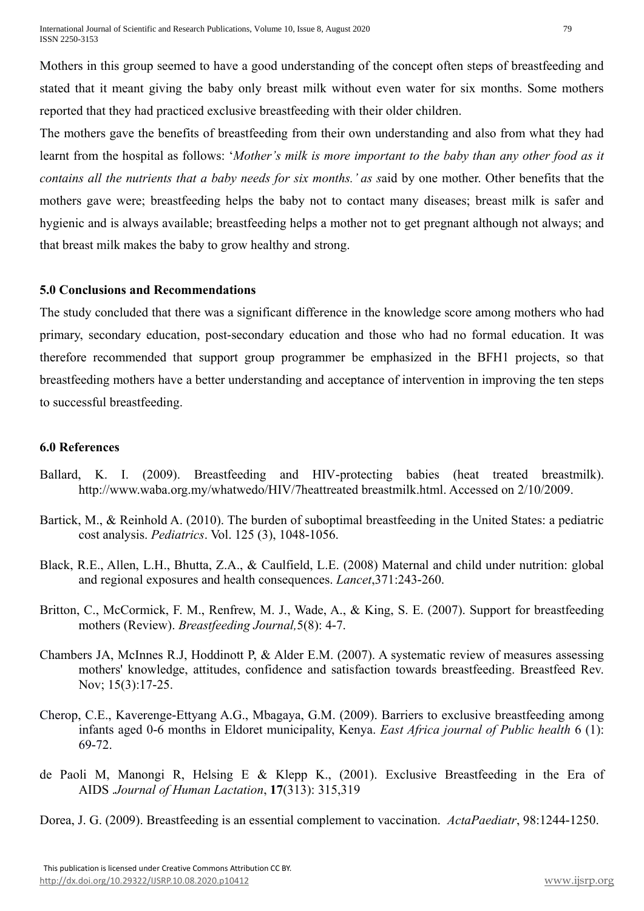Mothers in this group seemed to have a good understanding of the concept often steps of breastfeeding and stated that it meant giving the baby only breast milk without even water for six months. Some mothers reported that they had practiced exclusive breastfeeding with their older children.

The mothers gave the benefits of breastfeeding from their own understanding and also from what they had learnt from the hospital as follows: '*Mother's milk is more important to the baby than any other food as it contains all the nutrients that a baby needs for six months.' as s*aid by one mother. Other benefits that the mothers gave were; breastfeeding helps the baby not to contact many diseases; breast milk is safer and hygienic and is always available; breastfeeding helps a mother not to get pregnant although not always; and that breast milk makes the baby to grow healthy and strong.

## 5.0 Conclusions and Recommendations

The study concluded that there was a significant difference in the knowledge score among mothers who had primary, secondary education, post-secondary education and those who had no formal education. It was therefore recommended that support group programmer be emphasized in the BFH1 projects, so that breastfeeding mothers have a better understanding and acceptance of intervention in improving the ten steps to successful breastfeeding.

## 6.0 References

Ballard, K. I. (2009). Breastfeeding and HIV-protecting babies (heat treated breastmilk). http://www.waba.org.my/whatwedo/HIV/7heattreated breastmilk.html. Accessed on 2/10/2009.

Bartick, M., & Reinhold A. (2010). The burden of suboptimal breastfeeding in the United States: a pediatric cost analysis. *Pediatrics*. Vol. 125 (3), 1048-1056.

Black, R.E., Allen, L.H., Bhutta, Z.A., & Caulfield, L.E. (2008) Maternal and child under nutrition: global and regional exposures and health consequences. *Lancet*,371:243-260.

Britton, C., McCormick, F. M., Renfrew, M. J., Wade, A., & King, S. E. (2007). Support for breastfeeding mothers (Review). *Breastfeeding Journal,*5(8): 4-7.

Chambers JA, McInnes R.J, Hoddinott P, & Alder E.M. (2007). A systematic review of measures assessing mothers' knowledge, attitudes, confidence and satisfaction towards breastfeeding. Breastfeed Rev. Nov; 15(3):17-25.

Cherop, C.E., Kaverenge-Ettyang A.G., Mbagaya, G.M. (2009). Barriers to exclusive breastfeeding among infants aged 0-6 months in Eldoret municipality, Kenya. *East Africa journal of Public health* 6 (1): 69-72.

de Paoli M, Manongi R, Helsing E & Klepp K., (2001). Exclusive Breastfeeding in the Era of AIDS .*Journal of Human Lactation*, **17**(313): 315,319

Dorea, J. G. (2009). Breastfeeding is an essential complement to vaccination. *ActaPaediatr*, 98:1244-1250.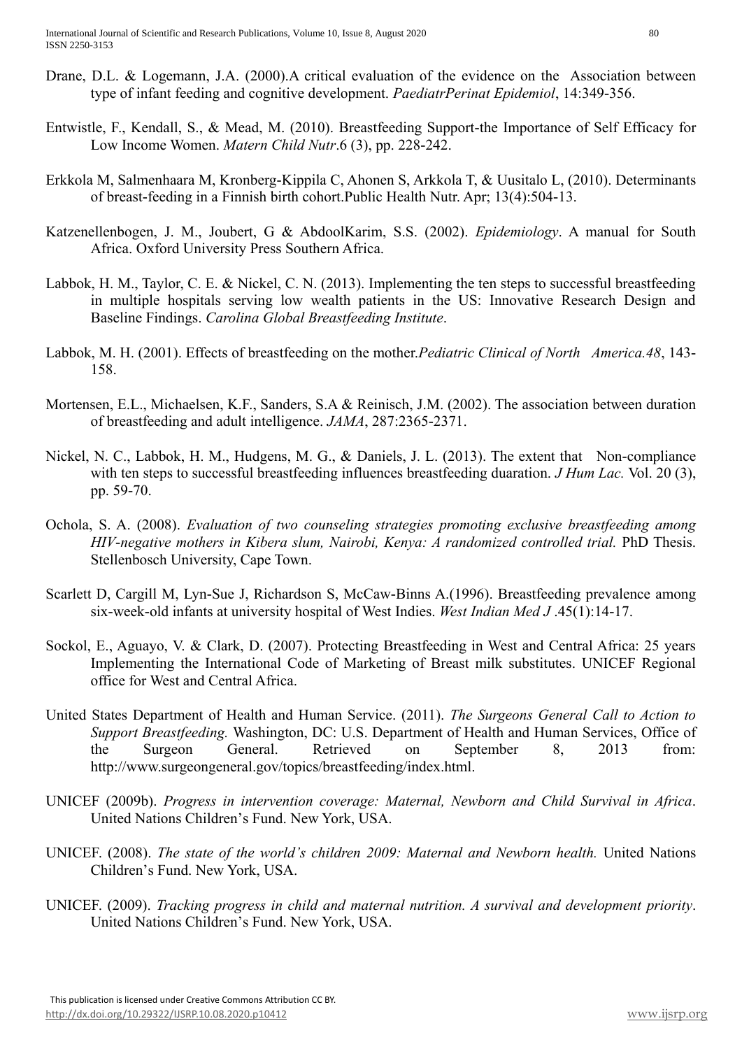Drane, D.L. & Logemann, J.A. (2000).A critical evaluation of the evidence on the Association between type of infant feeding and cognitive development. *PaediatrPerinat Epidemiol*, 14:349-356.

Entwistle, F., Kendall, S., & Mead, M. (2010). Breastfeeding Support-the Importance of Self Efficacy for Low Income Women. *Matern Child Nutr*.6 (3), pp. 228-242.

Erkkola M, Salmenhaara M, Kronberg-Kippila C, Ahonen S, Arkkola T, & Uusitalo L, (2010). Determinants of breast-feeding in a Finnish birth cohort.Public Health Nutr. Apr; 13(4):504-13.

Katzenellenbogen, J. M., Joubert, G & AbdoolKarim, S.S. (2002). *Epidemiology*. A manual for South Africa. Oxford University Press Southern Africa.

Labbok, H. M., Taylor, C. E. & Nickel, C. N. (2013). Implementing the ten steps to successful breastfeeding in multiple hospitals serving low wealth patients in the US: Innovative Research Design and Baseline Findings. *Carolina Global Breastfeeding Institute*.

Labbok, M. H. (2001). Effects of breastfeeding on the mother.*Pediatric Clinical of North America.48*, 143-158.

Mortensen, E.L., Michaelsen, K.F., Sanders, S.A & Reinisch, J.M. (2002). The association between duration of breastfeeding and adult intelligence. *JAMA*, 287:2365-2371.

Nickel, N. C., Labbok, H. M., Hudgens, M. G., & Daniels, J. L. (2013). The extent that Non-compliance with ten steps to successful breastfeeding influences breastfeeding duaration. *J Hum Lac.* Vol. 20 (3), pp. 59-70.

Ochola, S. A. (2008). *Evaluation of two counseling strategies promoting exclusive breastfeeding among HIV-negative mothers in Kibera slum, Nairobi, Kenya: A randomized controlled trial.* PhD Thesis. Stellenbosch University, Cape Town.

Scarlett D, Cargill M, Lyn-Sue J, Richardson S, McCaw-Binns A.(1996). Breastfeeding prevalence among six-week-old infants at university hospital of West Indies. *West Indian Med J* .45(1):14-17.

Sockol, E., Aguayo, V. & Clark, D. (2007). Protecting Breastfeeding in West and Central Africa: 25 years Implementing the International Code of Marketing of Breast milk substitutes. UNICEF Regional office for West and Central Africa.

United States Department of Health and Human Service. (2011). *The Surgeons General Call to Action to Support Breastfeeding.* Washington, DC: U.S. Department of Health and Human Services, Office of the Surgeon General. Retrieved on September 8, 2013 from: http://www.surgeongeneral.gov/topics/breastfeeding/index.html.

UNICEF (2009b). *Progress in intervention coverage: Maternal, Newborn and Child Survival in Africa*. United Nations Children's Fund. New York, USA.

UNICEF. (2008). *The state of the world's children 2009: Maternal and Newborn health.* United Nations Children's Fund. New York, USA.

UNICEF. (2009). *Tracking progress in child and maternal nutrition. A survival and development priority*. United Nations Children's Fund. New York, USA.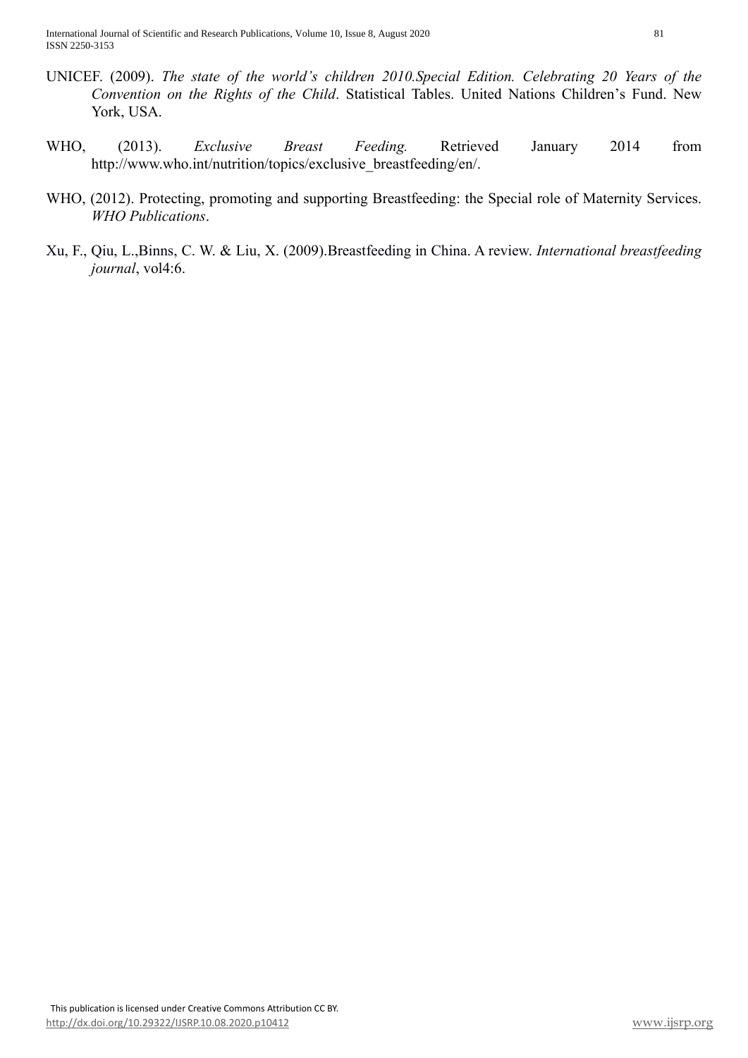UNICEF. (2009). *The state of the world's children 2010.Special Edition. Celebrating 20 Years of the Convention on the Rights of the Child*. Statistical Tables. United Nations Children's Fund. New York, USA.

WHO, (2013). *Exclusive Breast Feeding.* Retrieved January 2014 from http://www.who.int/nutrition/topics/exclusive_breastfeeding/en/.

WHO, (2012). Protecting, promoting and supporting Breastfeeding: the Special role of Maternity Services. *WHO Publications*.

Xu, F., Qiu, L.,Binns, C. W. & Liu, X. (2009).Breastfeeding in China. A review. *International breastfeeding journal*, vol4:6.